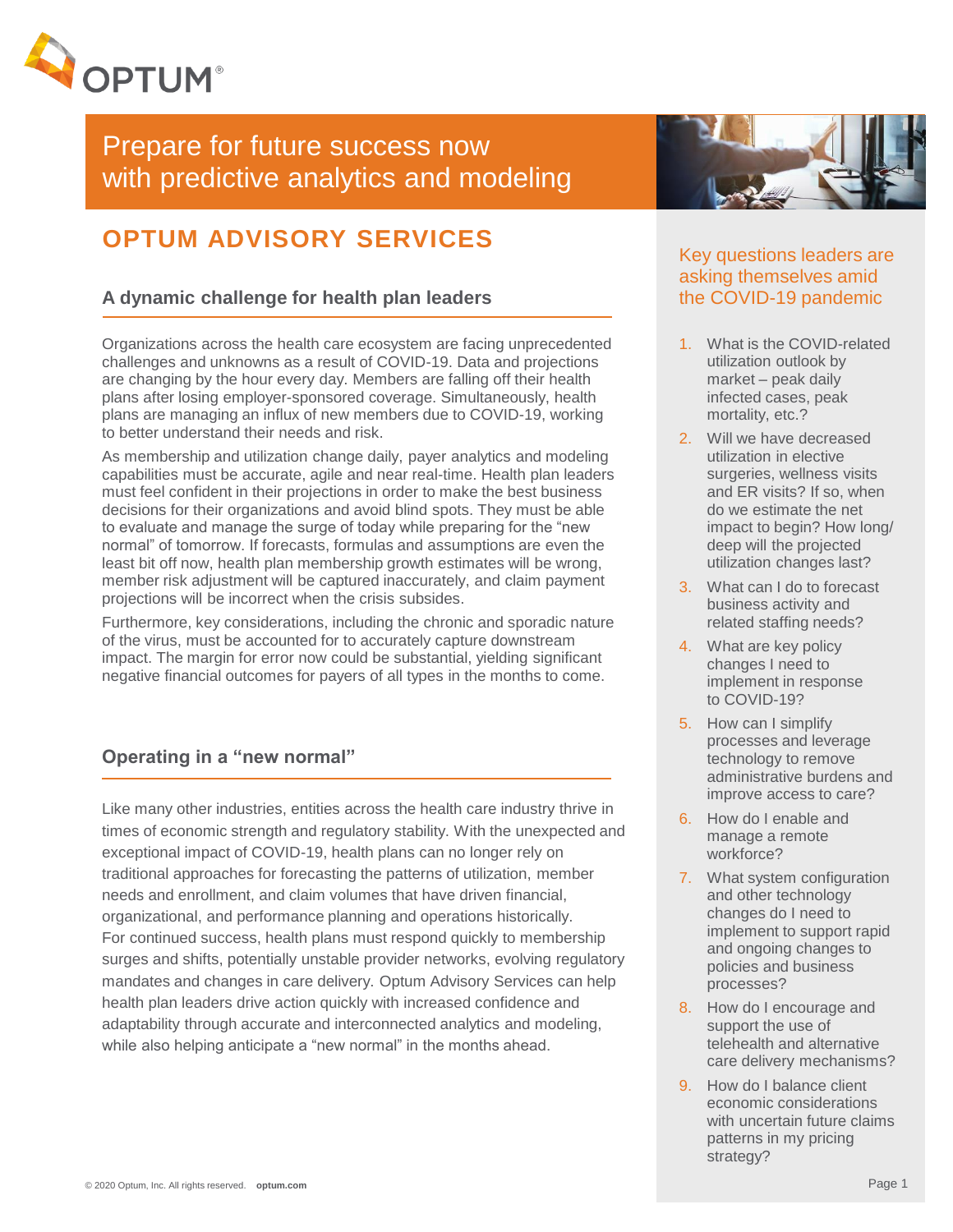# Prepare for future success now with predictive analytics and modeling

## OPTUM ADVISORY SERVICES

### A dynamic challenge for health plan leaders

Organizations across the health care ecosystem are facing unprecedented challenges and unknowns as a result of COVID-19. Data and projections are changing by the hour every day. Members are falling off their health plans after losing employer-sponsored coverage. Simultaneously, health plans are managing an influx of new members due to COVID-19, working to better understand their needs and risk.

As membership and utilization change daily, payer analytics and modeling capabilities must be accurate, agile and near real-time. Health plan leaders must feel confident in their projections in order to make the best business decisions for their organizations and avoid blind spots. They must be able to evaluate and manage the surge of today while preparing for the "new normal" of tomorrow. If forecasts, formulas and assumptions are even the least bit off now, health plan membership growth estimates will be wrong, member risk adjustment will be captured inaccurately, and claim payment projections will be incorrect when the crisis subsides.

Furthermore, key considerations, including the chronic and sporadic nature of the virus, must be accounted for to accurately capture downstream impact. The margin for error now could be substantial, yielding significant negative financial outcomes for payers of all types in the months to come.

### Operating in a "new normal"

Like many other industries, entities across the health care industry thrive in times of economic strength and regulatory stability. With the unexpected and exceptional impact of COVID-19, health plans can no longer rely on traditional approaches for forecasting the patterns of utilization, member needs and enrollment, and claim volumes that have driven financial, organizational, and performance planning and operations historically. For continued success, health plans must respond quickly to membership surges and shifts, potentially unstable provider networks, evolving regulatory mandates and changes in care delivery. Optum Advisory Services can help health plan leaders drive action quickly with increased confidence and adaptability through accurate and interconnected analytics and modeling, while also helping anticipate a "new normal" in the months ahead.

### Key questions leaders are asking themselves amid the COVID-19 pandemic

1. What is the COVID-related utilization outlook by market – peak daily infected cases, peak mortality, etc.?
2. Will we have decreased utilization in elective surgeries, wellness visits and ER visits? If so, when do we estimate the net impact to begin? How long/deep will the projected utilization changes last?
3. What can I do to forecast business activity and related staffing needs?
4. What are key policy changes I need to implement in response to COVID-19?
5. How can I simplify processes and leverage technology to remove administrative burdens and improve access to care?
6. How do I enable and manage a remote workforce?
7. What system configuration and other technology changes do I need to implement to support rapid and ongoing changes to policies and business processes?
8. How do I encourage and support the use of telehealth and alternative care delivery mechanisms?
9. How do I balance client economic considerations with uncertain future claims patterns in my pricing strategy?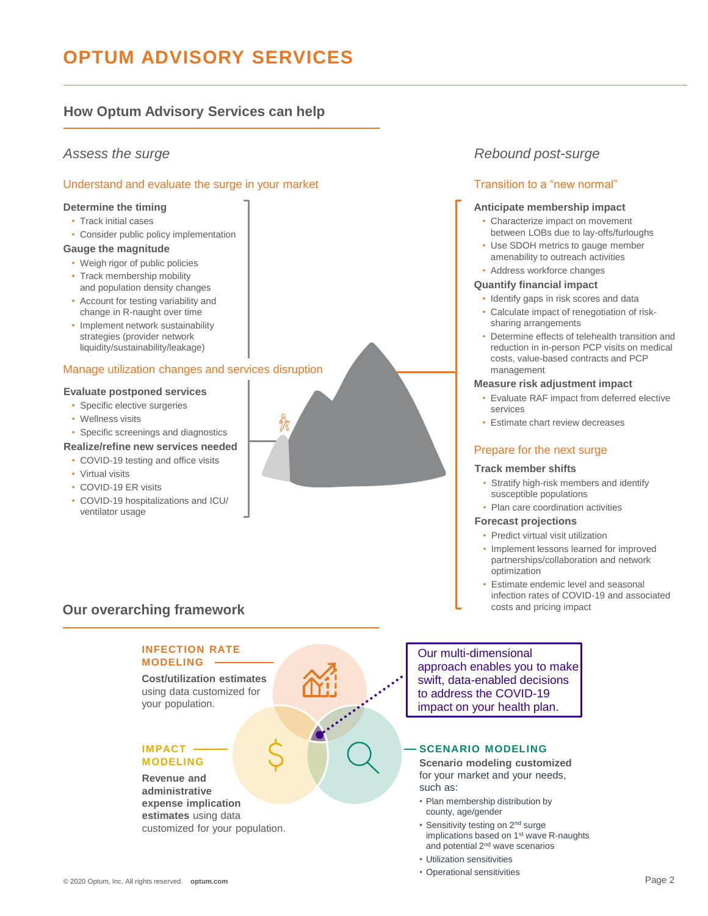# OPTUM ADVISORY SERVICES

## How Optum Advisory Services can help

### *Assess the surge*

#### Understand and evaluate the surge in your market

**Determine the timing**

- Track initial cases
- Consider public policy implementation

**Gauge the magnitude**

- Weigh rigor of public policies
- Track membership mobility and population density changes
- Account for testing variability and change in R-naught over time
- Implement network sustainability strategies (provider network liquidity/sustainability/leakage)

#### Manage utilization changes and services disruption

**Evaluate postponed services**

- Specific elective surgeries
- Wellness visits
- Specific screenings and diagnostics

**Realize/refine new services needed**

- COVID-19 testing and office visits
- Virtual visits
- COVID-19 ER visits
- COVID-19 hospitalizations and ICU/ ventilator usage

### *Rebound post-surge*

#### Transition to a "new normal"

**Anticipate membership impact**

- Characterize impact on movement between LOBs due to lay-offs/furloughs
- Use SDOH metrics to gauge member amenability to outreach activities
- Address workforce changes

**Quantify financial impact**

- Identify gaps in risk scores and data
- Calculate impact of renegotiation of risk-sharing arrangements
- Determine effects of telehealth transition and reduction in in-person PCP visits on medical costs, value-based contracts and PCP management

**Measure risk adjustment impact**

- Evaluate RAF impact from deferred elective services
- Estimate chart review decreases

#### Prepare for the next surge

**Track member shifts**

- Stratify high-risk members and identify susceptible populations
- Plan care coordination activities

**Forecast projections**

- Predict virtual visit utilization
- Implement lessons learned for improved partnerships/collaboration and network optimization
- Estimate endemic level and seasonal infection rates of COVID-19 and associated costs and pricing impact

## Our overarching framework

**INFECTION RATE MODELING**

**Cost/utilization estimates** using data customized for your population.

**IMPACT MODELING**

**Revenue and administrative expense implication estimates** using data customized for your population.

**SCENARIO MODELING**

**Scenario modeling customized** for your market and your needs, such as:

- Plan membership distribution by county, age/gender
- Sensitivity testing on 2nd surge implications based on 1st wave R-naughts and potential 2nd wave scenarios
- Utilization sensitivities
- Operational sensitivities

Our multi-dimensional approach enables you to make swift, data-enabled decisions to address the COVID-19 impact on your health plan.

© 2020 Optum, Inc. All rights reserved. **optum.com**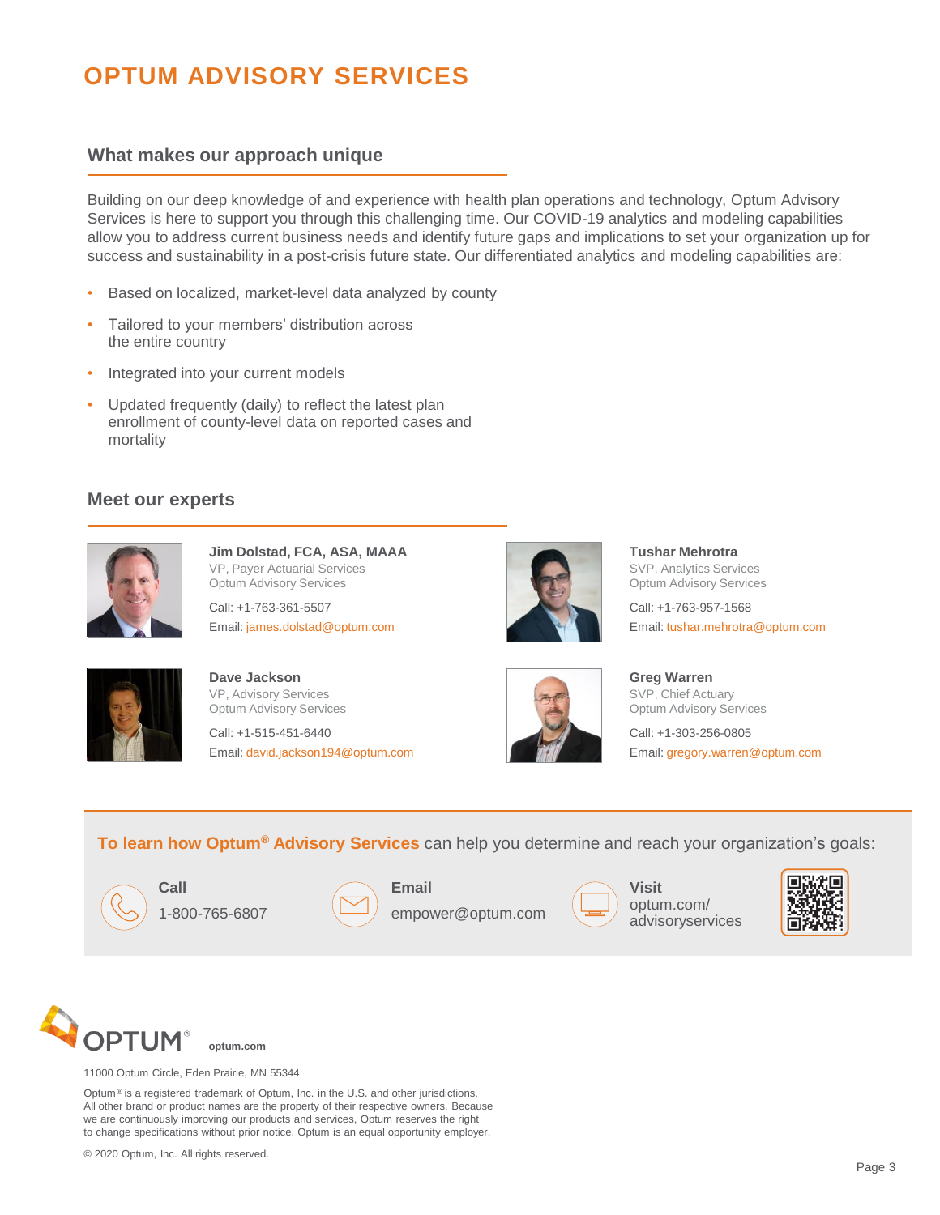# OPTUM ADVISORY SERVICES

## What makes our approach unique

Building on our deep knowledge of and experience with health plan operations and technology, Optum Advisory Services is here to support you through this challenging time. Our COVID-19 analytics and modeling capabilities allow you to address current business needs and identify future gaps and implications to set your organization up for success and sustainability in a post-crisis future state. Our differentiated analytics and modeling capabilities are:

- Based on localized, market-level data analyzed by county
- Tailored to your members' distribution across the entire country
- Integrated into your current models
- Updated frequently (daily) to reflect the latest plan enrollment of county-level data on reported cases and mortality

## Meet our experts

**Jim Dolstad, FCA, ASA, MAAA**
VP, Payer Actuarial Services
Optum Advisory Services

Call: +1-763-361-5507

Email: james.dolstad@optum.com

**Tushar Mehrotra**
SVP, Analytics Services
Optum Advisory Services

Call: +1-763-957-1568

Email: tushar.mehrotra@optum.com

**Dave Jackson**
VP, Advisory Services
Optum Advisory Services

Call: +1-515-451-6440

Email: david.jackson194@optum.com

**Greg Warren**
SVP, Chief Actuary
Optum Advisory Services

Call: +1-303-256-0805

Email: gregory.warren@optum.com

**To learn how Optum® Advisory Services** can help you determine and reach your organization's goals:

**Call**
1-800-765-6807

**Email**
empower@optum.com

**Visit**
optum.com/advisoryservices

OPTUM® optum.com

11000 Optum Circle, Eden Prairie, MN 55344

Optum® is a registered trademark of Optum, Inc. in the U.S. and other jurisdictions. All other brand or product names are the property of their respective owners. Because we are continuously improving our products and services, Optum reserves the right to change specifications without prior notice. Optum is an equal opportunity employer.

© 2020 Optum, Inc. All rights reserved.